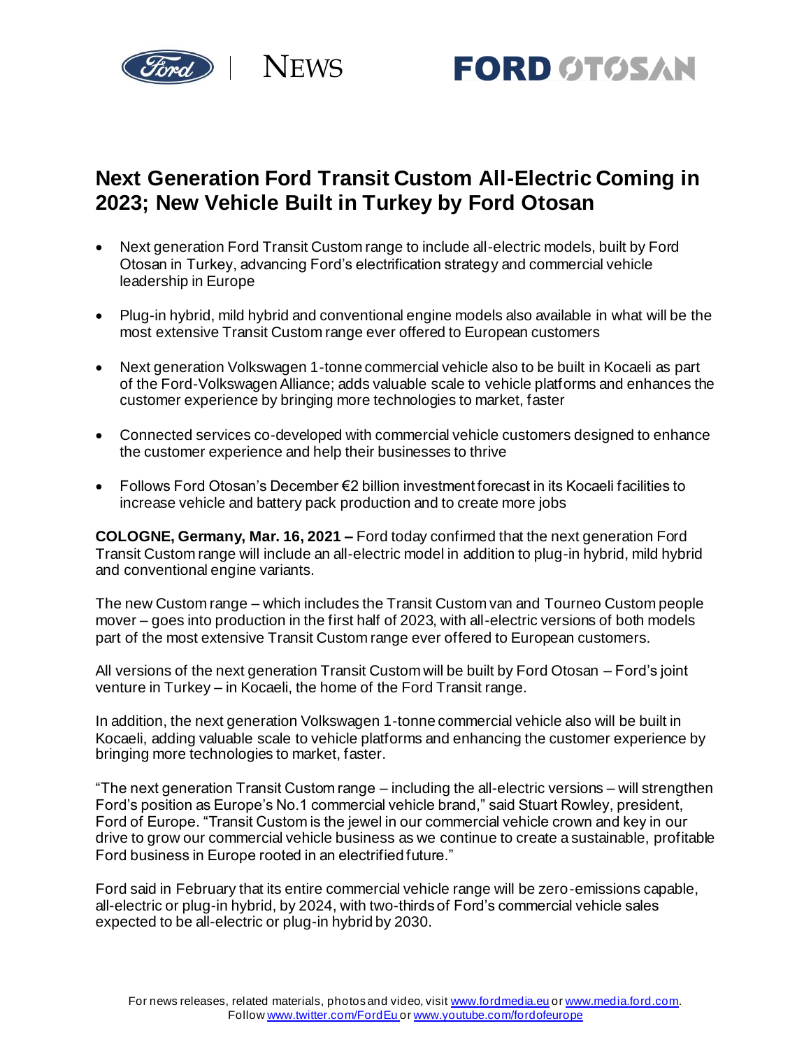# Next Generation Ford Transit Custom All-Electric Coming in 2023; New Vehicle Built in Turkey by Ford Otosan

- Next generation Ford Transit Custom range to include all-electric models, built by Ford Otosan in Turkey, advancing Ford's electrification strategy and commercial vehicle leadership in Europe
- Plug-in hybrid, mild hybrid and conventional engine models also available in what will be the most extensive Transit Custom range ever offered to European customers
- Next generation Volkswagen 1-tonne commercial vehicle also to be built in Kocaeli as part of the Ford-Volkswagen Alliance; adds valuable scale to vehicle platforms and enhances the customer experience by bringing more technologies to market, faster
- Connected services co-developed with commercial vehicle customers designed to enhance the customer experience and help their businesses to thrive
- Follows Ford Otosan's December €2 billion investment forecast in its Kocaeli facilities to increase vehicle and battery pack production and to create more jobs

**COLOGNE, Germany, Mar. 16, 2021 –** Ford today confirmed that the next generation Ford Transit Custom range will include an all-electric model in addition to plug-in hybrid, mild hybrid and conventional engine variants.

The new Custom range – which includes the Transit Custom van and Tourneo Custom people mover – goes into production in the first half of 2023, with all-electric versions of both models part of the most extensive Transit Custom range ever offered to European customers.

All versions of the next generation Transit Custom will be built by Ford Otosan – Ford's joint venture in Turkey – in Kocaeli, the home of the Ford Transit range.

In addition, the next generation Volkswagen 1-tonne commercial vehicle also will be built in Kocaeli, adding valuable scale to vehicle platforms and enhancing the customer experience by bringing more technologies to market, faster.

"The next generation Transit Custom range – including the all-electric versions – will strengthen Ford's position as Europe's No.1 commercial vehicle brand," said Stuart Rowley, president, Ford of Europe. "Transit Custom is the jewel in our commercial vehicle crown and key in our drive to grow our commercial vehicle business as we continue to create a sustainable, profitable Ford business in Europe rooted in an electrified future."

Ford said in February that its entire commercial vehicle range will be zero-emissions capable, all-electric or plug-in hybrid, by 2024, with two-thirds of Ford's commercial vehicle sales expected to be all-electric or plug-in hybrid by 2030.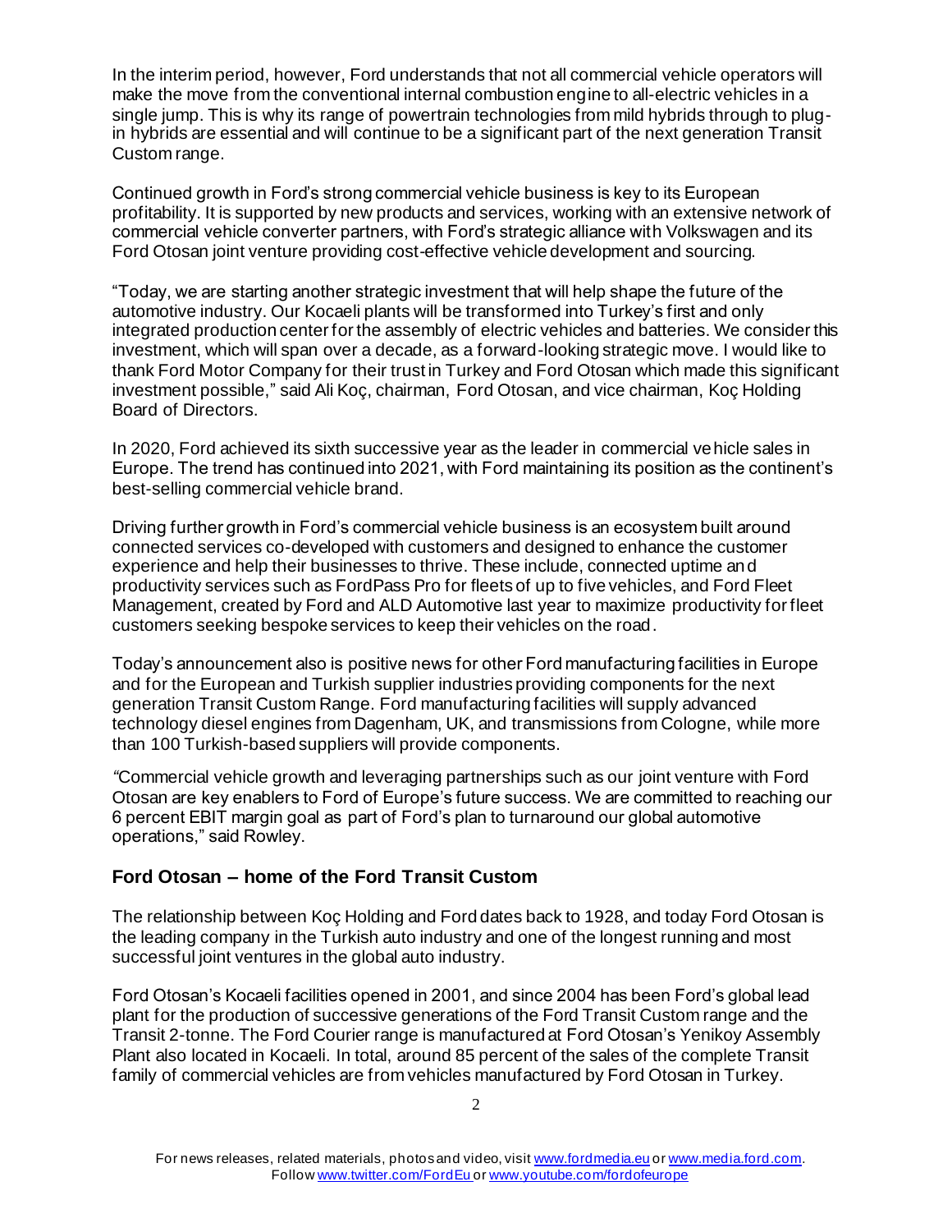In the interim period, however, Ford understands that not all commercial vehicle operators will make the move from the conventional internal combustion engine to all-electric vehicles in a single jump. This is why its range of powertrain technologies from mild hybrids through to plug-in hybrids are essential and will continue to be a significant part of the next generation Transit Custom range.

Continued growth in Ford's strong commercial vehicle business is key to its European profitability. It is supported by new products and services, working with an extensive network of commercial vehicle converter partners, with Ford's strategic alliance with Volkswagen and its Ford Otosan joint venture providing cost-effective vehicle development and sourcing.

"Today, we are starting another strategic investment that will help shape the future of the automotive industry. Our Kocaeli plants will be transformed into Turkey's first and only integrated production center for the assembly of electric vehicles and batteries. We consider this investment, which will span over a decade, as a forward-looking strategic move. I would like to thank Ford Motor Company for their trust in Turkey and Ford Otosan which made this significant investment possible," said Ali Koç, chairman, Ford Otosan, and vice chairman, Koç Holding Board of Directors.

In 2020, Ford achieved its sixth successive year as the leader in commercial vehicle sales in Europe. The trend has continued into 2021, with Ford maintaining its position as the continent's best-selling commercial vehicle brand.

Driving further growth in Ford's commercial vehicle business is an ecosystem built around connected services co-developed with customers and designed to enhance the customer experience and help their businesses to thrive. These include, connected uptime and productivity services such as FordPass Pro for fleets of up to five vehicles, and Ford Fleet Management, created by Ford and ALD Automotive last year to maximize productivity for fleet customers seeking bespoke services to keep their vehicles on the road.

Today's announcement also is positive news for other Ford manufacturing facilities in Europe and for the European and Turkish supplier industries providing components for the next generation Transit Custom Range. Ford manufacturing facilities will supply advanced technology diesel engines from Dagenham, UK, and transmissions from Cologne, while more than 100 Turkish-based suppliers will provide components.

"Commercial vehicle growth and leveraging partnerships such as our joint venture with Ford Otosan are key enablers to Ford of Europe's future success. We are committed to reaching our 6 percent EBIT margin goal as part of Ford's plan to turnaround our global automotive operations," said Rowley.

## Ford Otosan – home of the Ford Transit Custom

The relationship between Koç Holding and Ford dates back to 1928, and today Ford Otosan is the leading company in the Turkish auto industry and one of the longest running and most successful joint ventures in the global auto industry.

Ford Otosan's Kocaeli facilities opened in 2001, and since 2004 has been Ford's global lead plant for the production of successive generations of the Ford Transit Custom range and the Transit 2-tonne. The Ford Courier range is manufactured at Ford Otosan's Yenikoy Assembly Plant also located in Kocaeli. In total, around 85 percent of the sales of the complete Transit family of commercial vehicles are from vehicles manufactured by Ford Otosan in Turkey.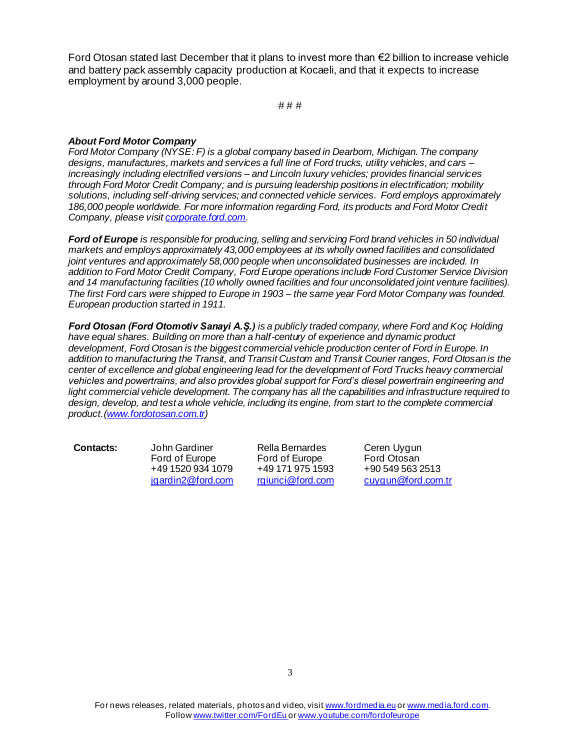Ford Otosan stated last December that it plans to invest more than €2 billion to increase vehicle and battery pack assembly capacity production at Kocaeli, and that it expects to increase employment by around 3,000 people.

# # #

***About Ford Motor Company***
*Ford Motor Company (NYSE: F) is a global company based in Dearborn, Michigan. The company designs, manufactures, markets and services a full line of Ford trucks, utility vehicles, and cars – increasingly including electrified versions – and Lincoln luxury vehicles; provides financial services through Ford Motor Credit Company; and is pursuing leadership positions in electrification; mobility solutions, including self-driving services; and connected vehicle services. Ford employs approximately 186,000 people worldwide. For more information regarding Ford, its products and Ford Motor Credit Company, please visit [corporate.ford.com](corporate.ford.com).*

***Ford of Europe** is responsible for producing, selling and servicing Ford brand vehicles in 50 individual markets and employs approximately 43,000 employees at its wholly owned facilities and consolidated joint ventures and approximately 58,000 people when unconsolidated businesses are included. In addition to Ford Motor Credit Company, Ford Europe operations include Ford Customer Service Division and 14 manufacturing facilities (10 wholly owned facilities and four unconsolidated joint venture facilities). The first Ford cars were shipped to Europe in 1903 – the same year Ford Motor Company was founded. European production started in 1911.*

***Ford Otosan (Ford Otomotiv Sanayi A.Ş.)** is a publicly traded company, where Ford and Koç Holding have equal shares. Building on more than a half-century of experience and dynamic product development, Ford Otosan is the biggest commercial vehicle production center of Ford in Europe. In addition to manufacturing the Transit, and Transit Custom and Transit Courier ranges, Ford Otosan is the center of excellence and global engineering lead for the development of Ford Trucks heavy commercial vehicles and powertrains, and also provides global support for Ford's diesel powertrain engineering and light commercial vehicle development. The company has all the capabilities and infrastructure required to design, develop, and test a whole vehicle, including its engine, from start to the complete commercial product.([www.fordotosan.com.tr](www.fordotosan.com.tr))*

| | | | |
|---|---|---|---|
| **Contacts:** | John Gardiner<br>Ford of Europe<br>+49 1520 934 1079<br>jgardin2@ford.com | Rella Bernardes<br>Ford of Europe<br>+49 171 975 1593<br>rgiurici@ford.com | Ceren Uygun<br>Ford Otosan<br>+90 549 563 2513<br>cuygun@ford.com.tr |

For news releases, related materials, photos and video, visit www.fordmedia.eu or www.media.ford.com.
Follow www.twitter.com/FordEu or www.youtube.com/fordofeurope